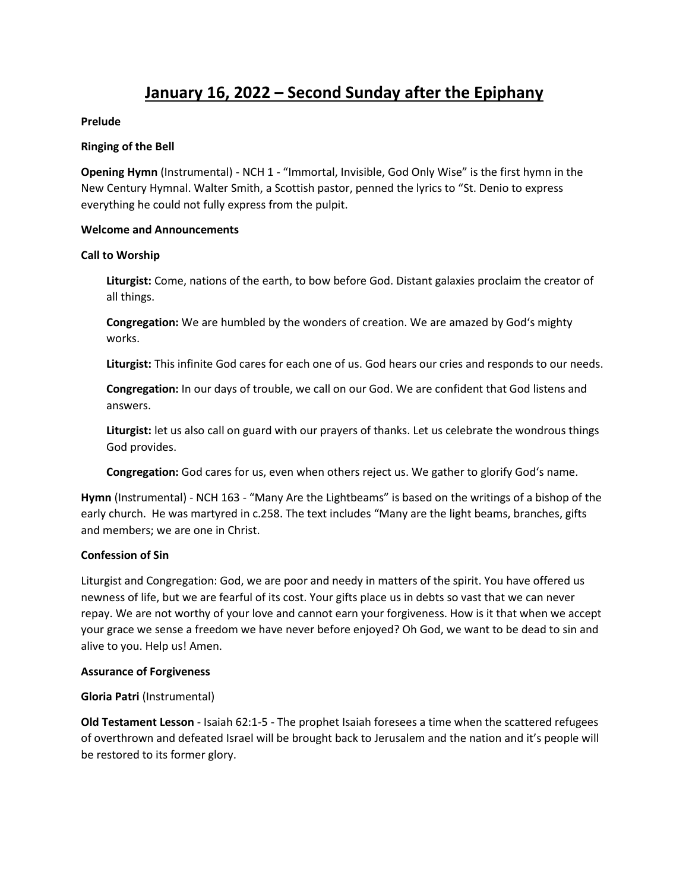# January 16, 2022 – Second Sunday after the Epiphany

**Prelude**

**Ringing of the Bell**

**Opening Hymn** (Instrumental) - NCH 1 - "Immortal, Invisible, God Only Wise" is the first hymn in the New Century Hymnal. Walter Smith, a Scottish pastor, penned the lyrics to "St. Denio to express everything he could not fully express from the pulpit.

**Welcome and Announcements**

**Call to Worship**

> **Liturgist:** Come, nations of the earth, to bow before God. Distant galaxies proclaim the creator of all things.
>
> **Congregation:** We are humbled by the wonders of creation. We are amazed by God's mighty works.
>
> **Liturgist:** This infinite God cares for each one of us. God hears our cries and responds to our needs.
>
> **Congregation:** In our days of trouble, we call on our God. We are confident that God listens and answers.
>
> **Liturgist:** let us also call on guard with our prayers of thanks. Let us celebrate the wondrous things God provides.
>
> **Congregation:** God cares for us, even when others reject us. We gather to glorify God's name.

**Hymn** (Instrumental) - NCH 163 - "Many Are the Lightbeams" is based on the writings of a bishop of the early church. He was martyred in c.258. The text includes "Many are the light beams, branches, gifts and members; we are one in Christ.

**Confession of Sin**

Liturgist and Congregation: God, we are poor and needy in matters of the spirit. You have offered us newness of life, but we are fearful of its cost. Your gifts place us in debts so vast that we can never repay. We are not worthy of your love and cannot earn your forgiveness. How is it that when we accept your grace we sense a freedom we have never before enjoyed? Oh God, we want to be dead to sin and alive to you. Help us! Amen.

**Assurance of Forgiveness**

**Gloria Patri** (Instrumental)

**Old Testament Lesson** - Isaiah 62:1-5 - The prophet Isaiah foresees a time when the scattered refugees of overthrown and defeated Israel will be brought back to Jerusalem and the nation and it's people will be restored to its former glory.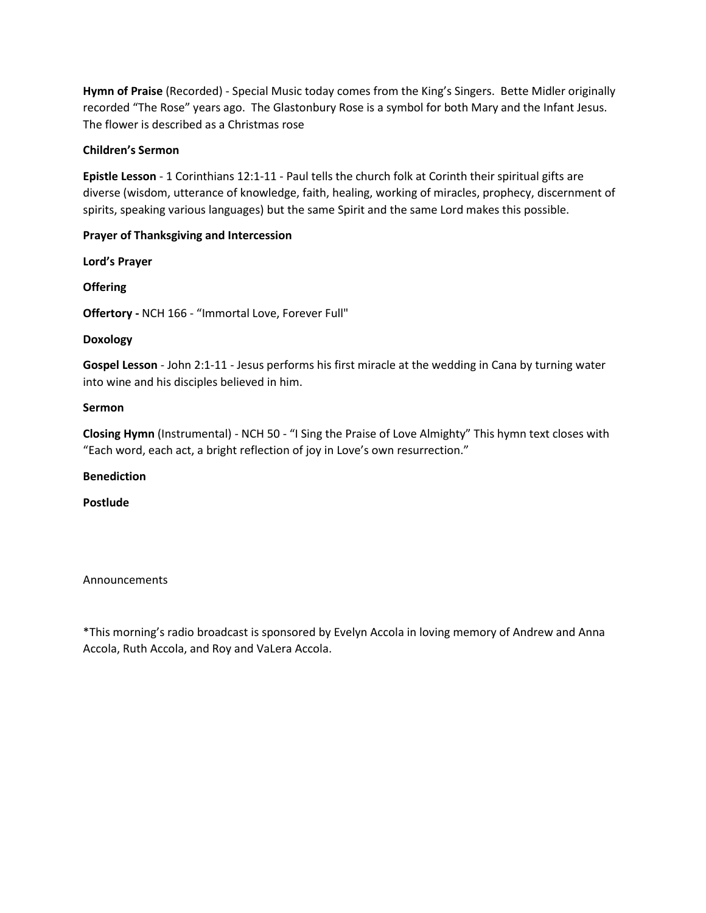**Hymn of Praise** (Recorded) - Special Music today comes from the King's Singers. Bette Midler originally recorded "The Rose" years ago. The Glastonbury Rose is a symbol for both Mary and the Infant Jesus. The flower is described as a Christmas rose

**Children's Sermon**

**Epistle Lesson** - 1 Corinthians 12:1-11 - Paul tells the church folk at Corinth their spiritual gifts are diverse (wisdom, utterance of knowledge, faith, healing, working of miracles, prophecy, discernment of spirits, speaking various languages) but the same Spirit and the same Lord makes this possible.

**Prayer of Thanksgiving and Intercession**

**Lord's Prayer**

**Offering**

**Offertory -** NCH 166 - "Immortal Love, Forever Full"

**Doxology**

**Gospel Lesson** - John 2:1-11 - Jesus performs his first miracle at the wedding in Cana by turning water into wine and his disciples believed in him.

**Sermon**

**Closing Hymn** (Instrumental) - NCH 50 - "I Sing the Praise of Love Almighty" This hymn text closes with "Each word, each act, a bright reflection of joy in Love's own resurrection."

**Benediction**

**Postlude**

Announcements

*This morning's radio broadcast is sponsored by Evelyn Accola in loving memory of Andrew and Anna Accola, Ruth Accola, and Roy and VaLera Accola.